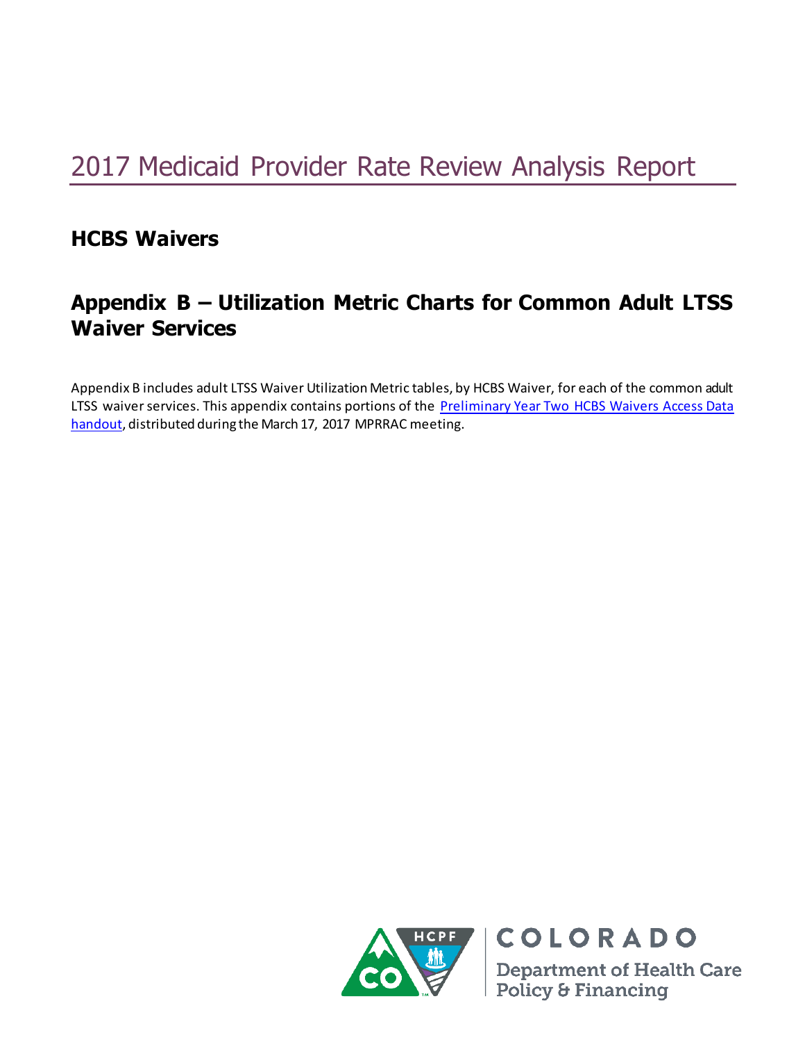# 2017 Medicaid Provider Rate Review Analysis Report

## HCBS Waivers

## Appendix B – Utilization Metric Charts for Common Adult LTSS Waiver Services

Appendix B includes adult LTSS Waiver Utilization Metric tables, by HCBS Waiver, for each of the common adult LTSS waiver services. This appendix contains portions of the [Preliminary Year Two HCBS Waivers Access Data handout](), distributed during the March 17, 2017 MPRRAC meeting.

COLORADO
Department of Health Care Policy & Financing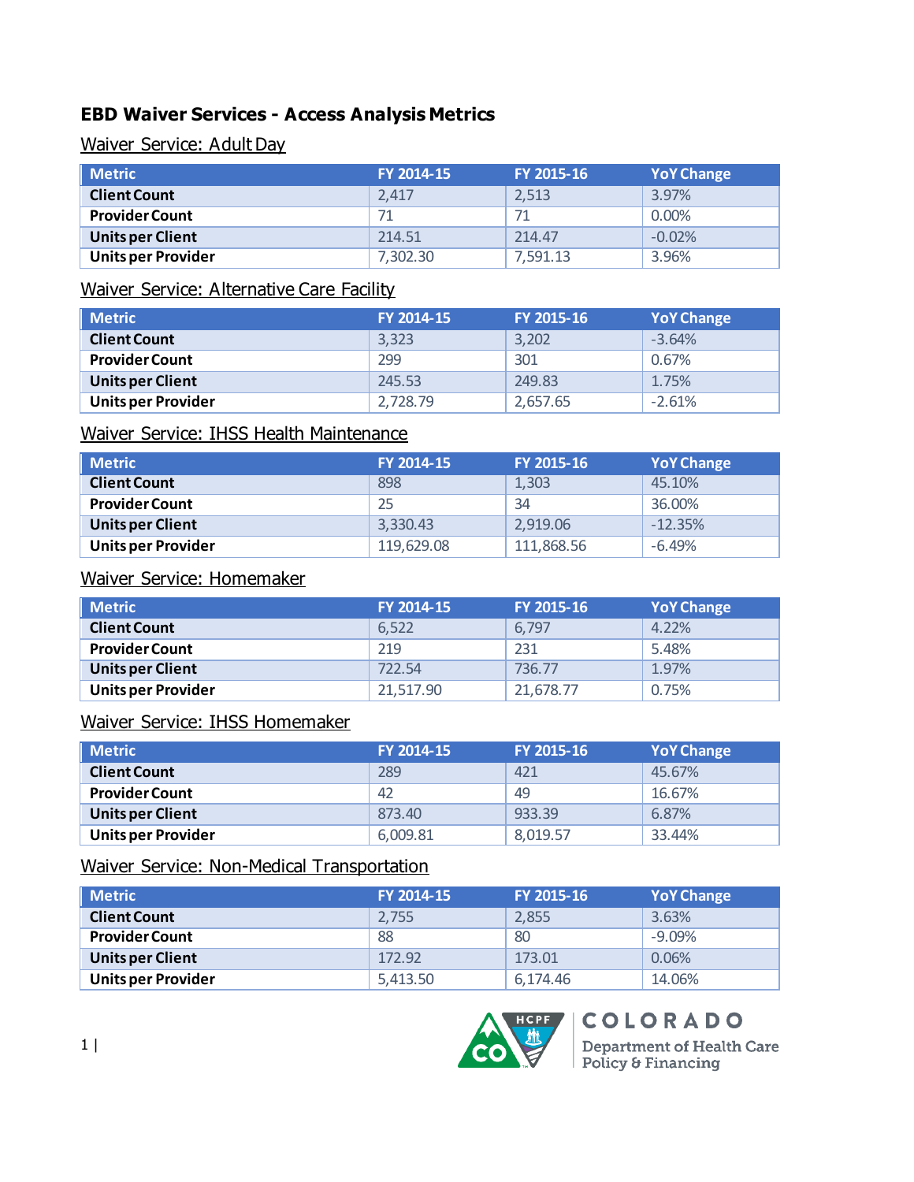# EBD Waiver Services - Access Analysis Metrics

## Waiver Service: Adult Day

| Metric | FY 2014-15 | FY 2015-16 | YoY Change |
|---|---|---|---|
| Client Count | 2,417 | 2,513 | 3.97% |
| Provider Count | 71 | 71 | 0.00% |
| Units per Client | 214.51 | 214.47 | -0.02% |
| Units per Provider | 7,302.30 | 7,591.13 | 3.96% |

## Waiver Service: Alternative Care Facility

| Metric | FY 2014-15 | FY 2015-16 | YoY Change |
|---|---|---|---|
| Client Count | 3,323 | 3,202 | -3.64% |
| Provider Count | 299 | 301 | 0.67% |
| Units per Client | 245.53 | 249.83 | 1.75% |
| Units per Provider | 2,728.79 | 2,657.65 | -2.61% |

## Waiver Service: IHSS Health Maintenance

| Metric | FY 2014-15 | FY 2015-16 | YoY Change |
|---|---|---|---|
| Client Count | 898 | 1,303 | 45.10% |
| Provider Count | 25 | 34 | 36.00% |
| Units per Client | 3,330.43 | 2,919.06 | -12.35% |
| Units per Provider | 119,629.08 | 111,868.56 | -6.49% |

## Waiver Service: Homemaker

| Metric | FY 2014-15 | FY 2015-16 | YoY Change |
|---|---|---|---|
| Client Count | 6,522 | 6,797 | 4.22% |
| Provider Count | 219 | 231 | 5.48% |
| Units per Client | 722.54 | 736.77 | 1.97% |
| Units per Provider | 21,517.90 | 21,678.77 | 0.75% |

## Waiver Service: IHSS Homemaker

| Metric | FY 2014-15 | FY 2015-16 | YoY Change |
|---|---|---|---|
| Client Count | 289 | 421 | 45.67% |
| Provider Count | 42 | 49 | 16.67% |
| Units per Client | 873.40 | 933.39 | 6.87% |
| Units per Provider | 6,009.81 | 8,019.57 | 33.44% |

## Waiver Service: Non-Medical Transportation

| Metric | FY 2014-15 | FY 2015-16 | YoY Change |
|---|---|---|---|
| Client Count | 2,755 | 2,855 | 3.63% |
| Provider Count | 88 | 80 | -9.09% |
| Units per Client | 172.92 | 173.01 | 0.06% |
| Units per Provider | 5,413.50 | 6,174.46 | 14.06% |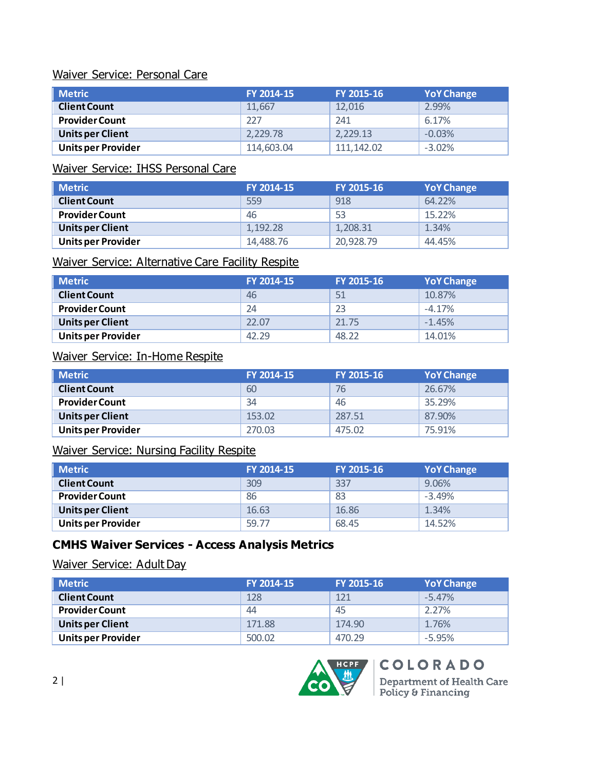### Waiver Service: Personal Care

| Metric | FY 2014-15 | FY 2015-16 | YoY Change |
|---|---|---|---|
| **Client Count** | 11,667 | 12,016 | 2.99% |
| **Provider Count** | 227 | 241 | 6.17% |
| **Units per Client** | 2,229.78 | 2,229.13 | -0.03% |
| **Units per Provider** | 114,603.04 | 111,142.02 | -3.02% |

### Waiver Service: IHSS Personal Care

| Metric | FY 2014-15 | FY 2015-16 | YoY Change |
|---|---|---|---|
| **Client Count** | 559 | 918 | 64.22% |
| **Provider Count** | 46 | 53 | 15.22% |
| **Units per Client** | 1,192.28 | 1,208.31 | 1.34% |
| **Units per Provider** | 14,488.76 | 20,928.79 | 44.45% |

### Waiver Service: Alternative Care Facility Respite

| Metric | FY 2014-15 | FY 2015-16 | YoY Change |
|---|---|---|---|
| **Client Count** | 46 | 51 | 10.87% |
| **Provider Count** | 24 | 23 | -4.17% |
| **Units per Client** | 22.07 | 21.75 | -1.45% |
| **Units per Provider** | 42.29 | 48.22 | 14.01% |

### Waiver Service: In-Home Respite

| Metric | FY 2014-15 | FY 2015-16 | YoY Change |
|---|---|---|---|
| **Client Count** | 60 | 76 | 26.67% |
| **Provider Count** | 34 | 46 | 35.29% |
| **Units per Client** | 153.02 | 287.51 | 87.90% |
| **Units per Provider** | 270.03 | 475.02 | 75.91% |

### Waiver Service: Nursing Facility Respite

| Metric | FY 2014-15 | FY 2015-16 | YoY Change |
|---|---|---|---|
| **Client Count** | 309 | 337 | 9.06% |
| **Provider Count** | 86 | 83 | -3.49% |
| **Units per Client** | 16.63 | 16.86 | 1.34% |
| **Units per Provider** | 59.77 | 68.45 | 14.52% |

## CMHS Waiver Services - Access Analysis Metrics

### Waiver Service: Adult Day

| Metric | FY 2014-15 | FY 2015-16 | YoY Change |
|---|---|---|---|
| **Client Count** | 128 | 121 | -5.47% |
| **Provider Count** | 44 | 45 | 2.27% |
| **Units per Client** | 171.88 | 174.90 | 1.76% |
| **Units per Provider** | 500.02 | 470.29 | -5.95% |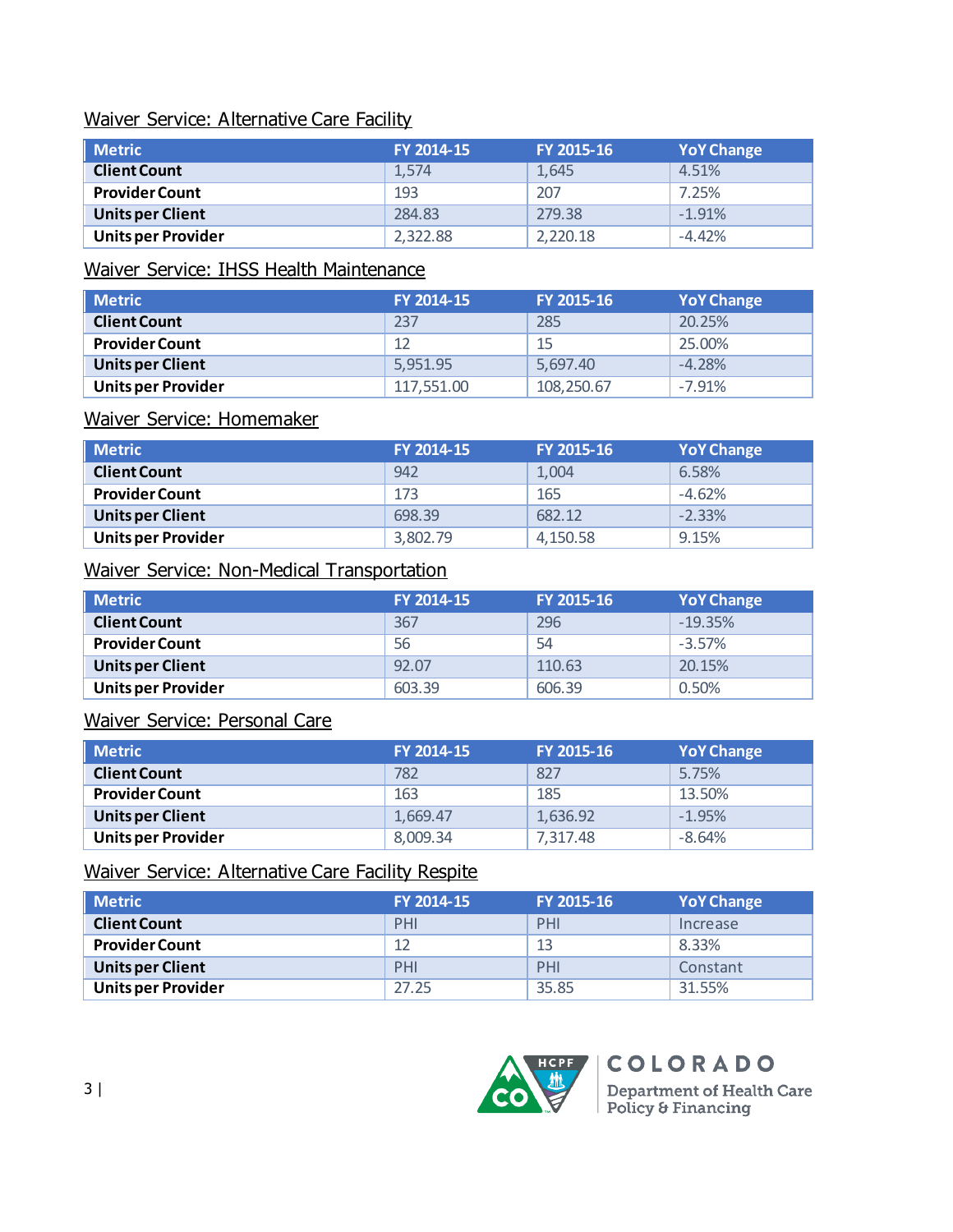Waiver Service: Alternative Care Facility

| Metric | FY 2014-15 | FY 2015-16 | YoY Change |
|---|---|---|---|
| **Client Count** | 1,574 | 1,645 | 4.51% |
| **Provider Count** | 193 | 207 | 7.25% |
| **Units per Client** | 284.83 | 279.38 | -1.91% |
| **Units per Provider** | 2,322.88 | 2,220.18 | -4.42% |

Waiver Service: IHSS Health Maintenance

| Metric | FY 2014-15 | FY 2015-16 | YoY Change |
|---|---|---|---|
| **Client Count** | 237 | 285 | 20.25% |
| **Provider Count** | 12 | 15 | 25.00% |
| **Units per Client** | 5,951.95 | 5,697.40 | -4.28% |
| **Units per Provider** | 117,551.00 | 108,250.67 | -7.91% |

Waiver Service: Homemaker

| Metric | FY 2014-15 | FY 2015-16 | YoY Change |
|---|---|---|---|
| **Client Count** | 942 | 1,004 | 6.58% |
| **Provider Count** | 173 | 165 | -4.62% |
| **Units per Client** | 698.39 | 682.12 | -2.33% |
| **Units per Provider** | 3,802.79 | 4,150.58 | 9.15% |

Waiver Service: Non-Medical Transportation

| Metric | FY 2014-15 | FY 2015-16 | YoY Change |
|---|---|---|---|
| **Client Count** | 367 | 296 | -19.35% |
| **Provider Count** | 56 | 54 | -3.57% |
| **Units per Client** | 92.07 | 110.63 | 20.15% |
| **Units per Provider** | 603.39 | 606.39 | 0.50% |

Waiver Service: Personal Care

| Metric | FY 2014-15 | FY 2015-16 | YoY Change |
|---|---|---|---|
| **Client Count** | 782 | 827 | 5.75% |
| **Provider Count** | 163 | 185 | 13.50% |
| **Units per Client** | 1,669.47 | 1,636.92 | -1.95% |
| **Units per Provider** | 8,009.34 | 7,317.48 | -8.64% |

Waiver Service: Alternative Care Facility Respite

| Metric | FY 2014-15 | FY 2015-16 | YoY Change |
|---|---|---|---|
| **Client Count** | PHI | PHI | Increase |
| **Provider Count** | 12 | 13 | 8.33% |
| **Units per Client** | PHI | PHI | Constant |
| **Units per Provider** | 27.25 | 35.85 | 31.55% |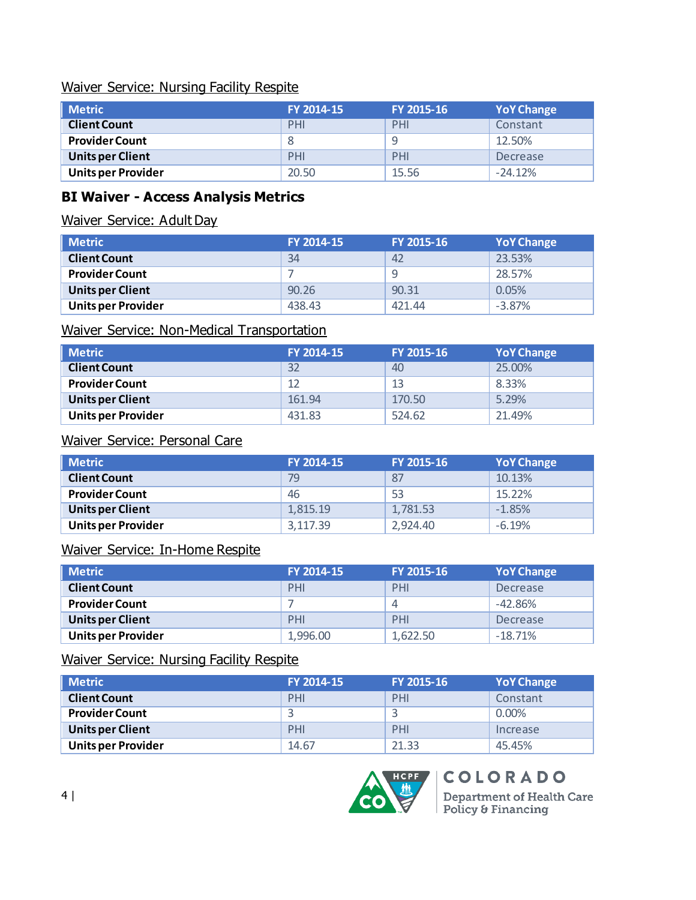Waiver Service: Nursing Facility Respite

| Metric | FY 2014-15 | FY 2015-16 | YoY Change |
|---|---|---|---|
| **Client Count** | PHI | PHI | Constant |
| **Provider Count** | 8 | 9 | 12.50% |
| **Units per Client** | PHI | PHI | Decrease |
| **Units per Provider** | 20.50 | 15.56 | -24.12% |

## BI Waiver - Access Analysis Metrics

Waiver Service: Adult Day

| Metric | FY 2014-15 | FY 2015-16 | YoY Change |
|---|---|---|---|
| **Client Count** | 34 | 42 | 23.53% |
| **Provider Count** | 7 | 9 | 28.57% |
| **Units per Client** | 90.26 | 90.31 | 0.05% |
| **Units per Provider** | 438.43 | 421.44 | -3.87% |

Waiver Service: Non-Medical Transportation

| Metric | FY 2014-15 | FY 2015-16 | YoY Change |
|---|---|---|---|
| **Client Count** | 32 | 40 | 25.00% |
| **Provider Count** | 12 | 13 | 8.33% |
| **Units per Client** | 161.94 | 170.50 | 5.29% |
| **Units per Provider** | 431.83 | 524.62 | 21.49% |

Waiver Service: Personal Care

| Metric | FY 2014-15 | FY 2015-16 | YoY Change |
|---|---|---|---|
| **Client Count** | 79 | 87 | 10.13% |
| **Provider Count** | 46 | 53 | 15.22% |
| **Units per Client** | 1,815.19 | 1,781.53 | -1.85% |
| **Units per Provider** | 3,117.39 | 2,924.40 | -6.19% |

Waiver Service: In-Home Respite

| Metric | FY 2014-15 | FY 2015-16 | YoY Change |
|---|---|---|---|
| **Client Count** | PHI | PHI | Decrease |
| **Provider Count** | 7 | 4 | -42.86% |
| **Units per Client** | PHI | PHI | Decrease |
| **Units per Provider** | 1,996.00 | 1,622.50 | -18.71% |

Waiver Service: Nursing Facility Respite

| Metric | FY 2014-15 | FY 2015-16 | YoY Change |
|---|---|---|---|
| **Client Count** | PHI | PHI | Constant |
| **Provider Count** | 3 | 3 | 0.00% |
| **Units per Client** | PHI | PHI | Increase |
| **Units per Provider** | 14.67 | 21.33 | 45.45% |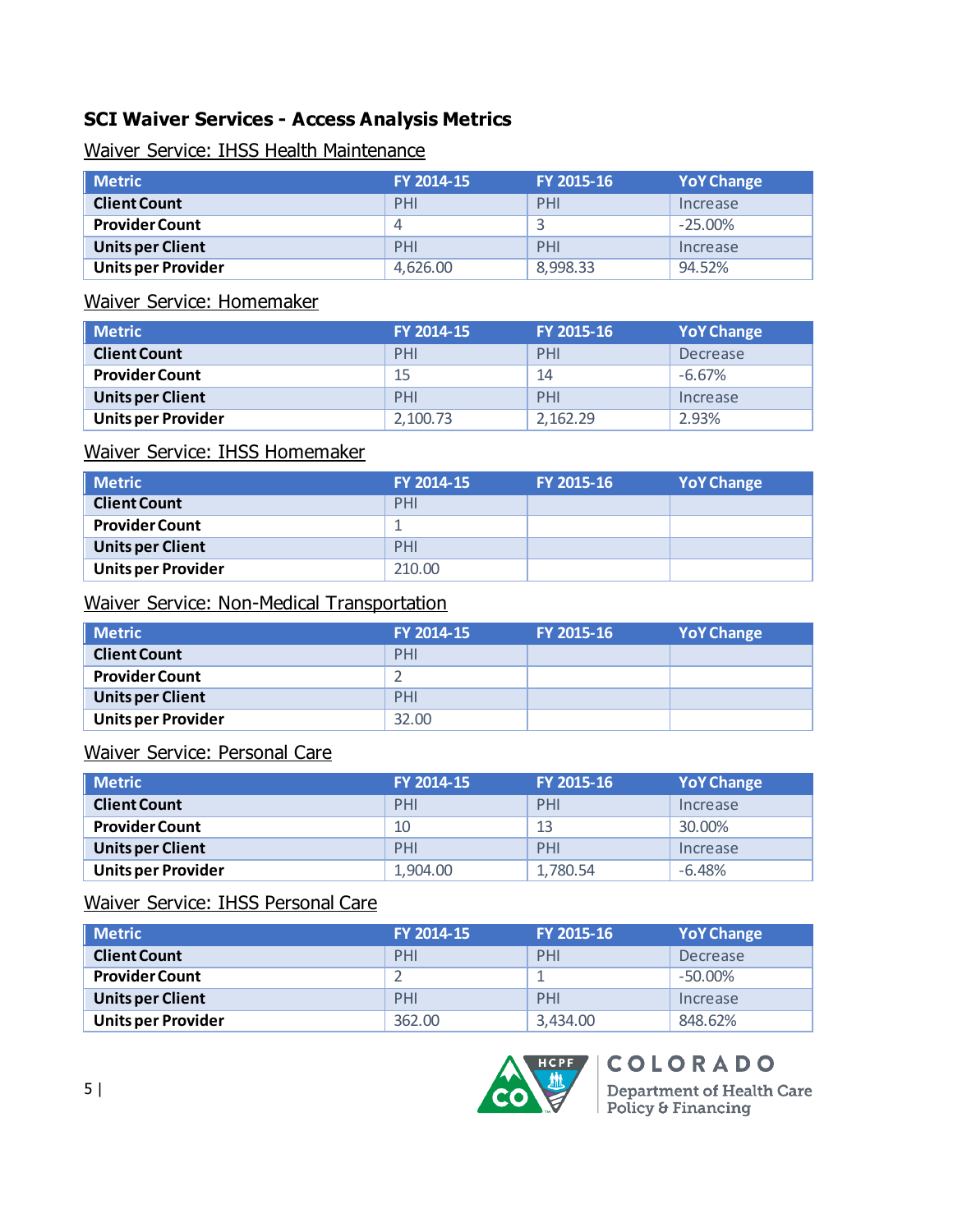## SCI Waiver Services - Access Analysis Metrics

### Waiver Service: IHSS Health Maintenance

| Metric | FY 2014-15 | FY 2015-16 | YoY Change |
|---|---|---|---|
| Client Count | PHI | PHI | Increase |
| Provider Count | 4 | 3 | -25.00% |
| Units per Client | PHI | PHI | Increase |
| Units per Provider | 4,626.00 | 8,998.33 | 94.52% |

### Waiver Service: Homemaker

| Metric | FY 2014-15 | FY 2015-16 | YoY Change |
|---|---|---|---|
| Client Count | PHI | PHI | Decrease |
| Provider Count | 15 | 14 | -6.67% |
| Units per Client | PHI | PHI | Increase |
| Units per Provider | 2,100.73 | 2,162.29 | 2.93% |

### Waiver Service: IHSS Homemaker

| Metric | FY 2014-15 | FY 2015-16 | YoY Change |
|---|---|---|---|
| Client Count | PHI | | |
| Provider Count | 1 | | |
| Units per Client | PHI | | |
| Units per Provider | 210.00 | | |

### Waiver Service: Non-Medical Transportation

| Metric | FY 2014-15 | FY 2015-16 | YoY Change |
|---|---|---|---|
| Client Count | PHI | | |
| Provider Count | 2 | | |
| Units per Client | PHI | | |
| Units per Provider | 32.00 | | |

### Waiver Service: Personal Care

| Metric | FY 2014-15 | FY 2015-16 | YoY Change |
|---|---|---|---|
| Client Count | PHI | PHI | Increase |
| Provider Count | 10 | 13 | 30.00% |
| Units per Client | PHI | PHI | Increase |
| Units per Provider | 1,904.00 | 1,780.54 | -6.48% |

### Waiver Service: IHSS Personal Care

| Metric | FY 2014-15 | FY 2015-16 | YoY Change |
|---|---|---|---|
| Client Count | PHI | PHI | Decrease |
| Provider Count | 2 | 1 | -50.00% |
| Units per Client | PHI | PHI | Increase |
| Units per Provider | 362.00 | 3,434.00 | 848.62% |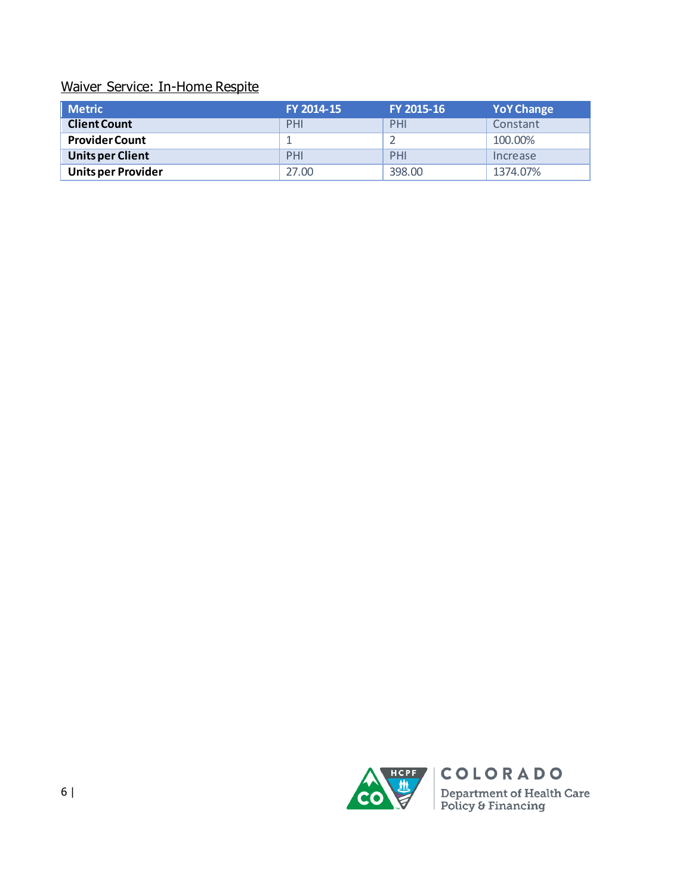Waiver Service: In-Home Respite

| Metric | FY 2014-15 | FY 2015-16 | YoY Change |
|---|---|---|---|
| **Client Count** | PHI | PHI | Constant |
| **Provider Count** | 1 | 2 | 100.00% |
| **Units per Client** | PHI | PHI | Increase |
| **Units per Provider** | 27.00 | 398.00 | 1374.07% |